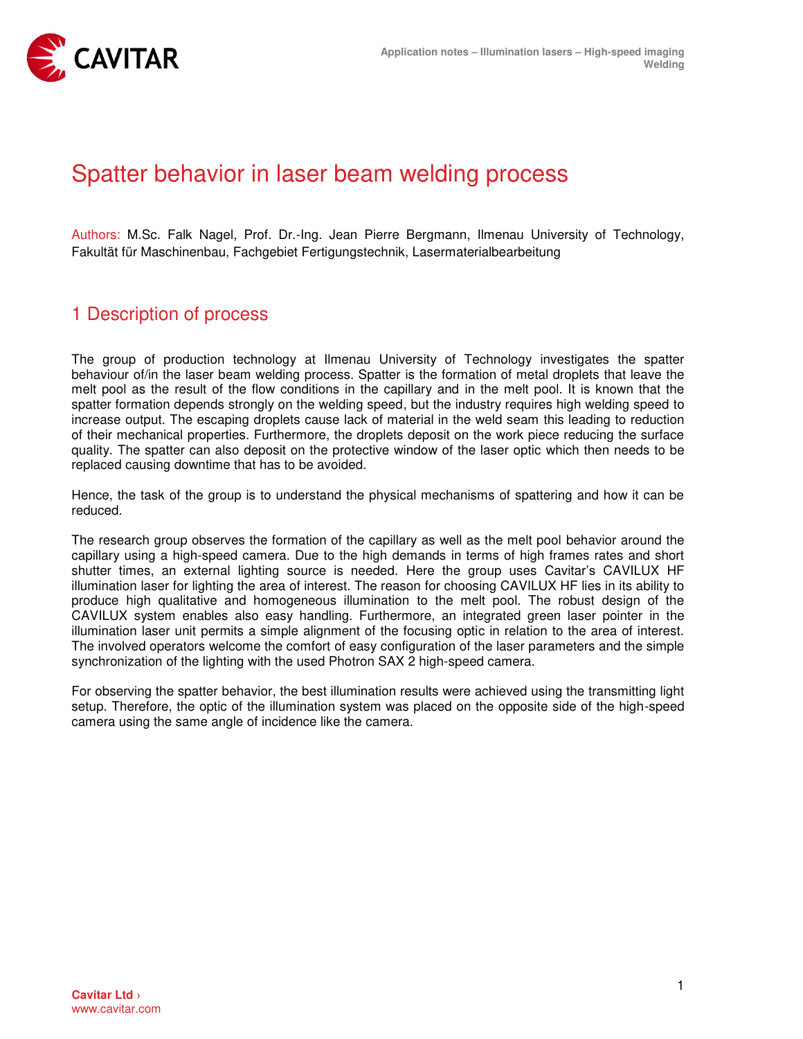# Spatter behavior in laser beam welding process

Authors: M.Sc. Falk Nagel, Prof. Dr.-Ing. Jean Pierre Bergmann, Ilmenau University of Technology, Fakultät für Maschinenbau, Fachgebiet Fertigungstechnik, Lasermaterialbearbeitung

## 1 Description of process

The group of production technology at Ilmenau University of Technology investigates the spatter behaviour of/in the laser beam welding process. Spatter is the formation of metal droplets that leave the melt pool as the result of the flow conditions in the capillary and in the melt pool. It is known that the spatter formation depends strongly on the welding speed, but the industry requires high welding speed to increase output. The escaping droplets cause lack of material in the weld seam this leading to reduction of their mechanical properties. Furthermore, the droplets deposit on the work piece reducing the surface quality. The spatter can also deposit on the protective window of the laser optic which then needs to be replaced causing downtime that has to be avoided.

Hence, the task of the group is to understand the physical mechanisms of spattering and how it can be reduced.

The research group observes the formation of the capillary as well as the melt pool behavior around the capillary using a high-speed camera. Due to the high demands in terms of high frames rates and short shutter times, an external lighting source is needed. Here the group uses Cavitar's CAVILUX HF illumination laser for lighting the area of interest. The reason for choosing CAVILUX HF lies in its ability to produce high qualitative and homogeneous illumination to the melt pool. The robust design of the CAVILUX system enables also easy handling. Furthermore, an integrated green laser pointer in the illumination laser unit permits a simple alignment of the focusing optic in relation to the area of interest. The involved operators welcome the comfort of easy configuration of the laser parameters and the simple synchronization of the lighting with the used Photron SAX 2 high-speed camera.

For observing the spatter behavior, the best illumination results were achieved using the transmitting light setup. Therefore, the optic of the illumination system was placed on the opposite side of the high-speed camera using the same angle of incidence like the camera.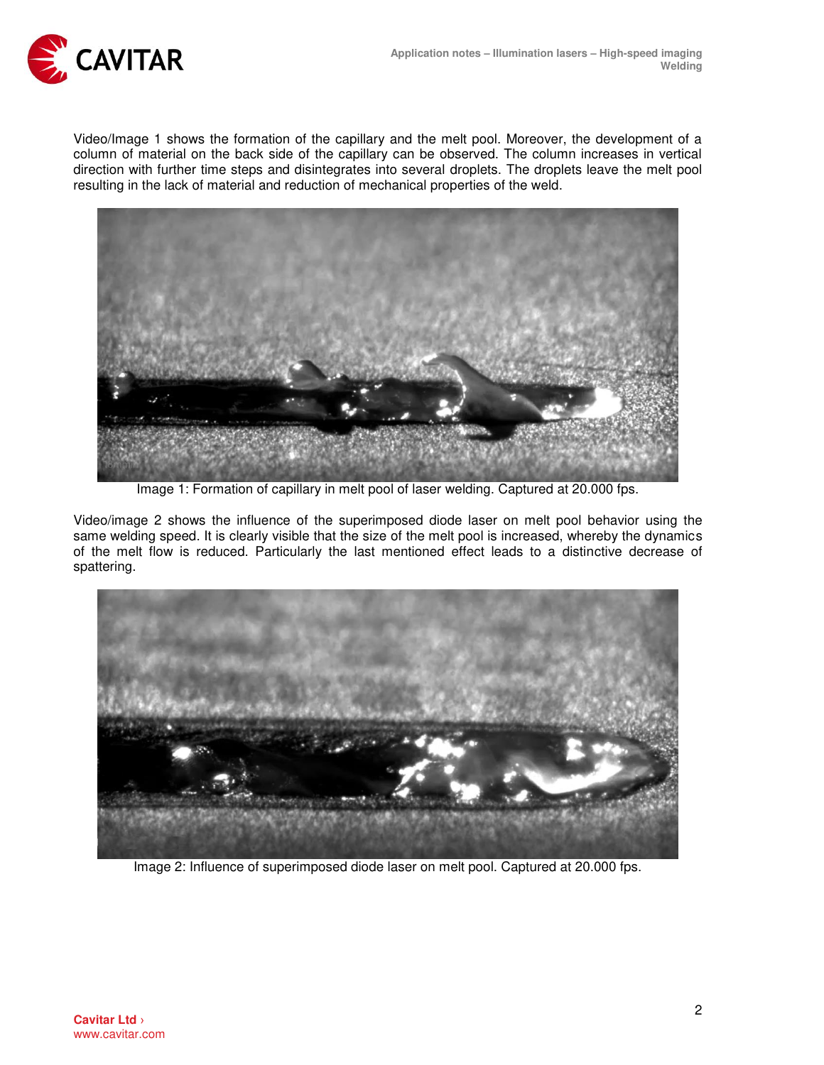Video/Image 1 shows the formation of the capillary and the melt pool. Moreover, the development of a column of material on the back side of the capillary can be observed. The column increases in vertical direction with further time steps and disintegrates into several droplets. The droplets leave the melt pool resulting in the lack of material and reduction of mechanical properties of the weld.

Image 1: Formation of capillary in melt pool of laser welding. Captured at 20.000 fps.

Video/image 2 shows the influence of the superimposed diode laser on melt pool behavior using the same welding speed. It is clearly visible that the size of the melt pool is increased, whereby the dynamics of the melt flow is reduced. Particularly the last mentioned effect leads to a distinctive decrease of spattering.

Image 2: Influence of superimposed diode laser on melt pool. Captured at 20.000 fps.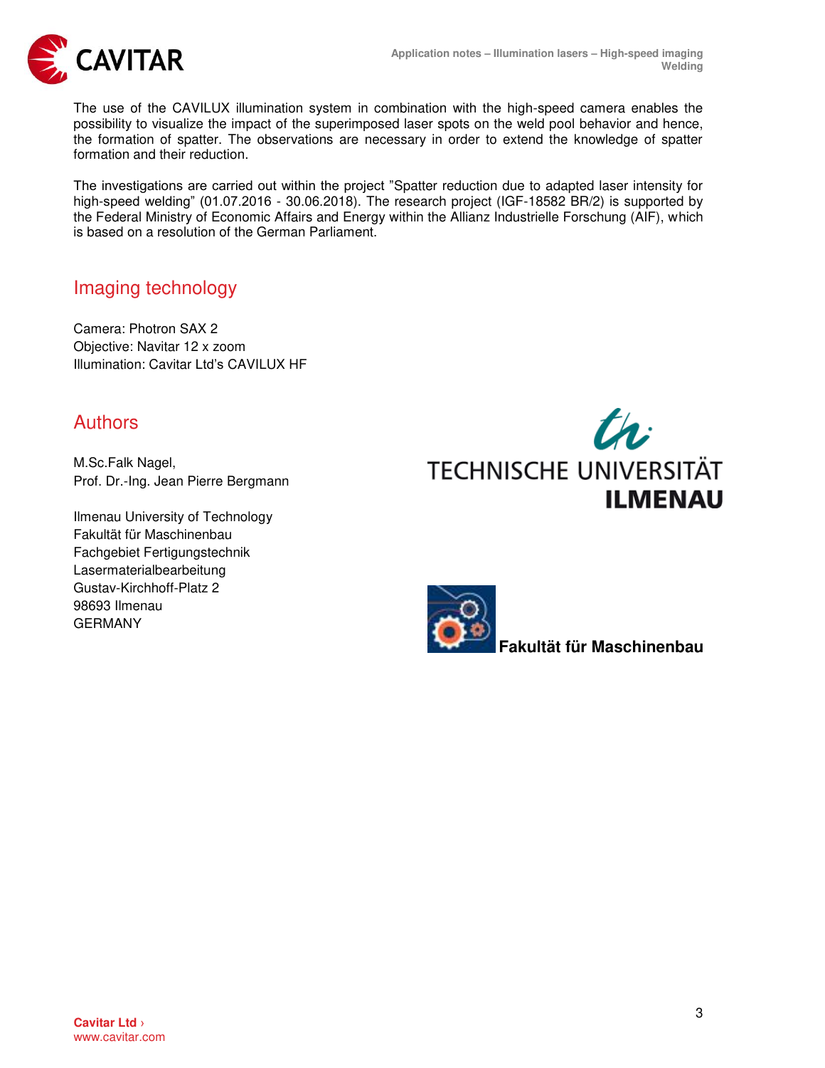The use of the CAVILUX illumination system in combination with the high-speed camera enables the possibility to visualize the impact of the superimposed laser spots on the weld pool behavior and hence, the formation of spatter. The observations are necessary in order to extend the knowledge of spatter formation and their reduction.

The investigations are carried out within the project ”Spatter reduction due to adapted laser intensity for high-speed welding” (01.07.2016 - 30.06.2018). The research project (IGF-18582 BR/2) is supported by the Federal Ministry of Economic Affairs and Energy within the Allianz Industrielle Forschung (AIF), which is based on a resolution of the German Parliament.

## Imaging technology

Camera: Photron SAX 2
Objective: Navitar 12 x zoom
Illumination: Cavitar Ltd's CAVILUX HF

## Authors

M.Sc.Falk Nagel,
Prof. Dr.-Ing. Jean Pierre Bergmann

Ilmenau University of Technology
Fakultät für Maschinenbau
Fachgebiet Fertigungstechnik
Lasermaterialbearbeitung
Gustav-Kirchhoff-Platz 2
98693 Ilmenau
GERMANY

TECHNISCHE UNIVERSITÄT ILMENAU

**Fakultät für Maschinenbau**